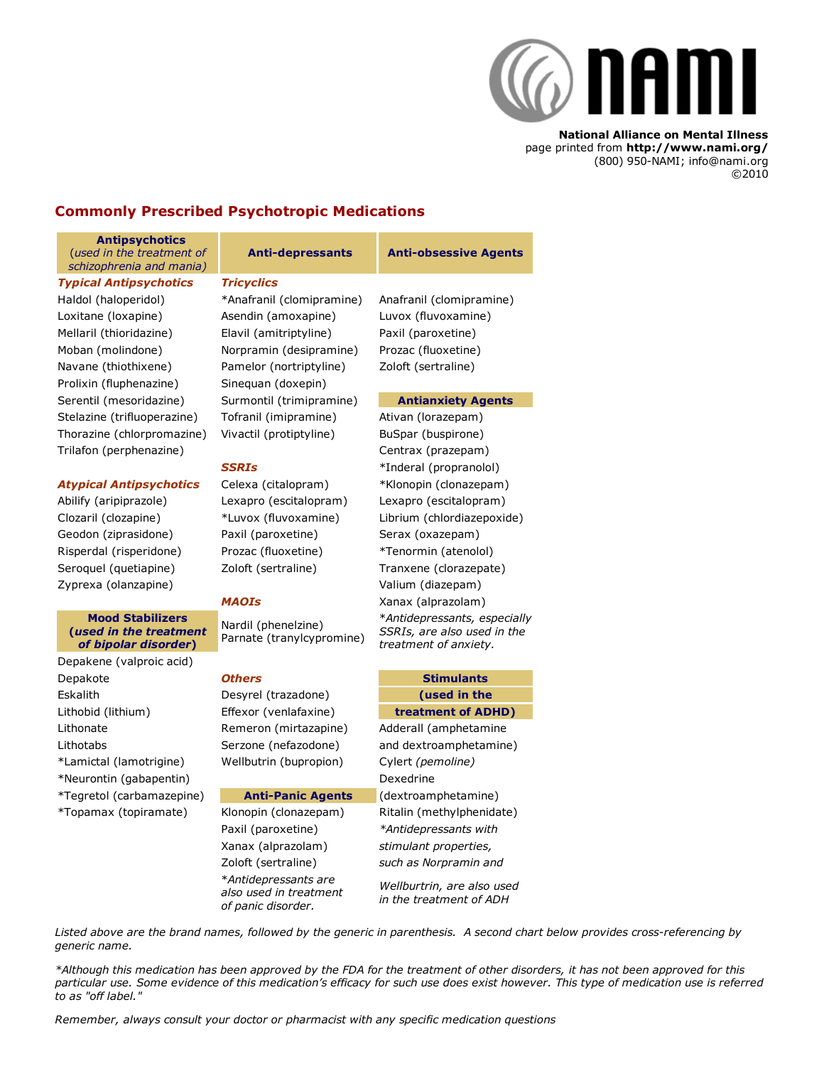**National Alliance on Mental Illness**
page printed from **http://www.nami.org/**
(800) 950-NAMI; info@nami.org
©2010

## Commonly Prescribed Psychotropic Medications

### Antipsychotics
*(used in the treatment of schizophrenia and mania)*

***Typical Antipsychotics***

- Haldol (haloperidol)
- Loxitane (loxapine)
- Mellaril (thioridazine)
- Moban (molindone)
- Navane (thiothixene)
- Prolixin (fluphenazine)
- Serentil (mesoridazine)
- Stelazine (trifluoperazine)
- Thorazine (chlorpromazine)
- Trilafon (perphenazine)

***Atypical Antipsychotics***

- Abilify (aripiprazole)
- Clozaril (clozapine)
- Geodon (ziprasidone)
- Risperdal (risperidone)
- Seroquel (quetiapine)
- Zyprexa (olanzapine)

### Mood Stabilizers
***(used in the treatment of bipolar disorder)***

- Depakene (valproic acid)
- Depakote
- Eskalith
- Lithobid (lithium)
- Lithonate
- Lithotabs
- *Lamictal (lamotrigine)
- *Neurontin (gabapentin)
- *Tegretol (carbamazepine)
- *Topamax (topiramate)

### Anti-depressants

***Tricyclics***

- *Anafranil (clomipramine)
- Asendin (amoxapine)
- Elavil (amitriptyline)
- Norpramin (desipramine)
- Pamelor (nortriptyline)
- Sinequan (doxepin)
- Surmontil (trimipramine)
- Tofranil (imipramine)
- Vivactil (protiptyline)

***SSRIs***

- Celexa (citalopram)
- Lexapro (escitalopram)
- *Luvox (fluvoxamine)
- Paxil (paroxetine)
- Prozac (fluoxetine)
- Zoloft (sertraline)

***MAOIs***

- Nardil (phenelzine)
- Parnate (tranylcypromine)

***Others***

- Desyrel (trazadone)
- Effexor (venlafaxine)
- Remeron (mirtazapine)
- Serzone (nefazodone)
- Wellbutrin (bupropion)

### Anti-Panic Agents

- Klonopin (clonazepam)
- Paxil (paroxetine)
- Xanax (alprazolam)
- Zoloft (sertraline)

*\*Antidepressants are also used in treatment of panic disorder.*

### Anti-obsessive Agents

- Anafranil (clomipramine)
- Luvox (fluvoxamine)
- Paxil (paroxetine)
- Prozac (fluoxetine)
- Zoloft (sertraline)

### Antianxiety Agents

- Ativan (lorazepam)
- BuSpar (buspirone)
- Centrax (prazepam)
- *Inderal (propranolol)
- *Klonopin (clonazepam)
- Lexapro (escitalopram)
- Librium (chlordiazepoxide)
- Serax (oxazepam)
- *Tenormin (atenolol)
- Tranxene (clorazepate)
- Valium (diazepam)
- Xanax (alprazolam)

*\*Antidepressants, especially SSRIs, are also used in the treatment of anxiety.*

### Stimulants
**(used in the treatment of ADHD)**

- Adderall (amphetamine and dextroamphetamine)
- Cylert *(pemoline)*
- Dexedrine (dextroamphetamine)
- Ritalin (methylphenidate)

*\*Antidepressants with stimulant properties, such as Norpramin and Wellburtrin, are also used in the treatment of ADH*

*Listed above are the brand names, followed by the generic in parenthesis. A second chart below provides cross-referencing by generic name.*

*\*Although this medication has been approved by the FDA for the treatment of other disorders, it has not been approved for this particular use. Some evidence of this medication's efficacy for such use does exist however. This type of medication use is referred to as "off label."*

*Remember, always consult your doctor or pharmacist with any specific medication questions*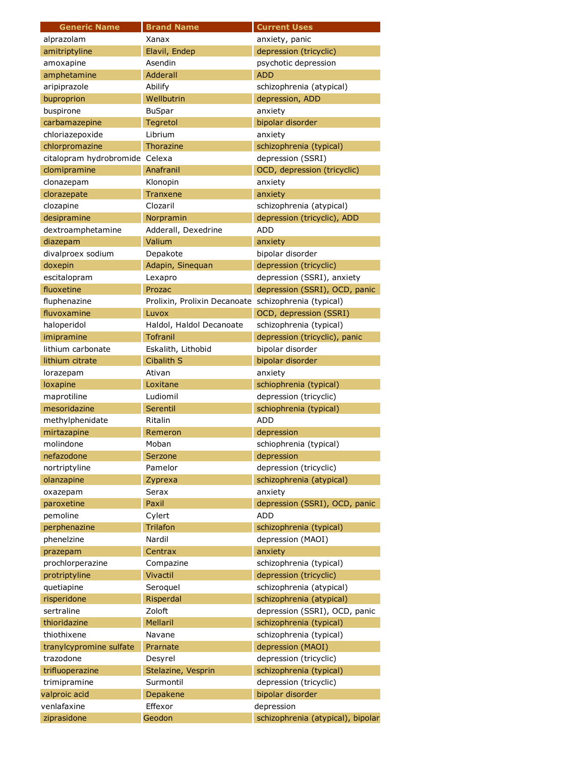| Generic Name | Brand Name | Current Uses |
|---|---|---|
| alprazolam | Xanax | anxiety, panic |
| amitriptyline | Elavil, Endep | depression (tricyclic) |
| amoxapine | Asendin | psychotic depression |
| amphetamine | Adderall | ADD |
| aripiprazole | Abilify | schizophrenia (atypical) |
| buproprion | Wellbutrin | depression, ADD |
| buspirone | BuSpar | anxiety |
| carbamazepine | Tegretol | bipolar disorder |
| chloriazepoxide | Librium | anxiety |
| chlorpromazine | Thorazine | schizophrenia (typical) |
| citalopram hydrobromide | Celexa | depression (SSRI) |
| clomipramine | Anafranil | OCD, depression (tricyclic) |
| clonazepam | Klonopin | anxiety |
| clorazepate | Tranxene | anxiety |
| clozapine | Clozaril | schizophrenia (atypical) |
| desipramine | Norpramin | depression (tricyclic), ADD |
| dextroamphetamine | Adderall, Dexedrine | ADD |
| diazepam | Valium | anxiety |
| divalproex sodium | Depakote | bipolar disorder |
| doxepin | Adapin, Sinequan | depression (tricyclic) |
| escitalopram | Lexapro | depression (SSRI), anxiety |
| fluoxetine | Prozac | depression (SSRI), OCD, panic |
| fluphenazine | Prolixin, Prolixin Decanoate | schizophrenia (typical) |
| fluvoxamine | Luvox | OCD, depression (SSRI) |
| haloperidol | Haldol, Haldol Decanoate | schizophrenia (typical) |
| imipramine | Tofranil | depression (tricyclic), panic |
| lithium carbonate | Eskalith, Lithobid | bipolar disorder |
| lithium citrate | Cibalith S | bipolar disorder |
| lorazepam | Ativan | anxiety |
| loxapine | Loxitane | schiophrenia (typical) |
| maprotiline | Ludiomil | depression (tricyclic) |
| mesoridazine | Serentil | schiophrenia (typical) |
| methylphenidate | Ritalin | ADD |
| mirtazapine | Remeron | depression |
| molindone | Moban | schiophrenia (typical) |
| nefazodone | Serzone | depression |
| nortriptyline | Pamelor | depression (tricyclic) |
| olanzapine | Zyprexa | schizophrenia (atypical) |
| oxazepam | Serax | anxiety |
| paroxetine | Paxil | depression (SSRI), OCD, panic |
| pemoline | Cylert | ADD |
| perphenazine | Trilafon | schizophrenia (typical) |
| phenelzine | Nardil | depression (MAOI) |
| prazepam | Centrax | anxiety |
| prochlorperazine | Compazine | schizophrenia (typical) |
| protriptyline | Vivactil | depression (tricyclic) |
| quetiapine | Seroquel | schizophrenia (atypical) |
| risperidone | Risperdal | schizophrenia (atypical) |
| sertraline | Zoloft | depression (SSRI), OCD, panic |
| thioridazine | Mellaril | schizophrenia (typical) |
| thiothixene | Navane | schizophrenia (typical) |
| tranylcypromine sulfate | Prarnate | depression (MAOI) |
| trazodone | Desyrel | depression (tricyclic) |
| trifluoperazine | Stelazine, Vesprin | schizophrenia (typical) |
| trimipramine | Surmontil | depression (tricyclic) |
| valproic acid | Depakene | bipolar disorder |
| venlafaxine | Effexor | depression |
| ziprasidone | Geodon | schizophrenia (atypical), bipolar |